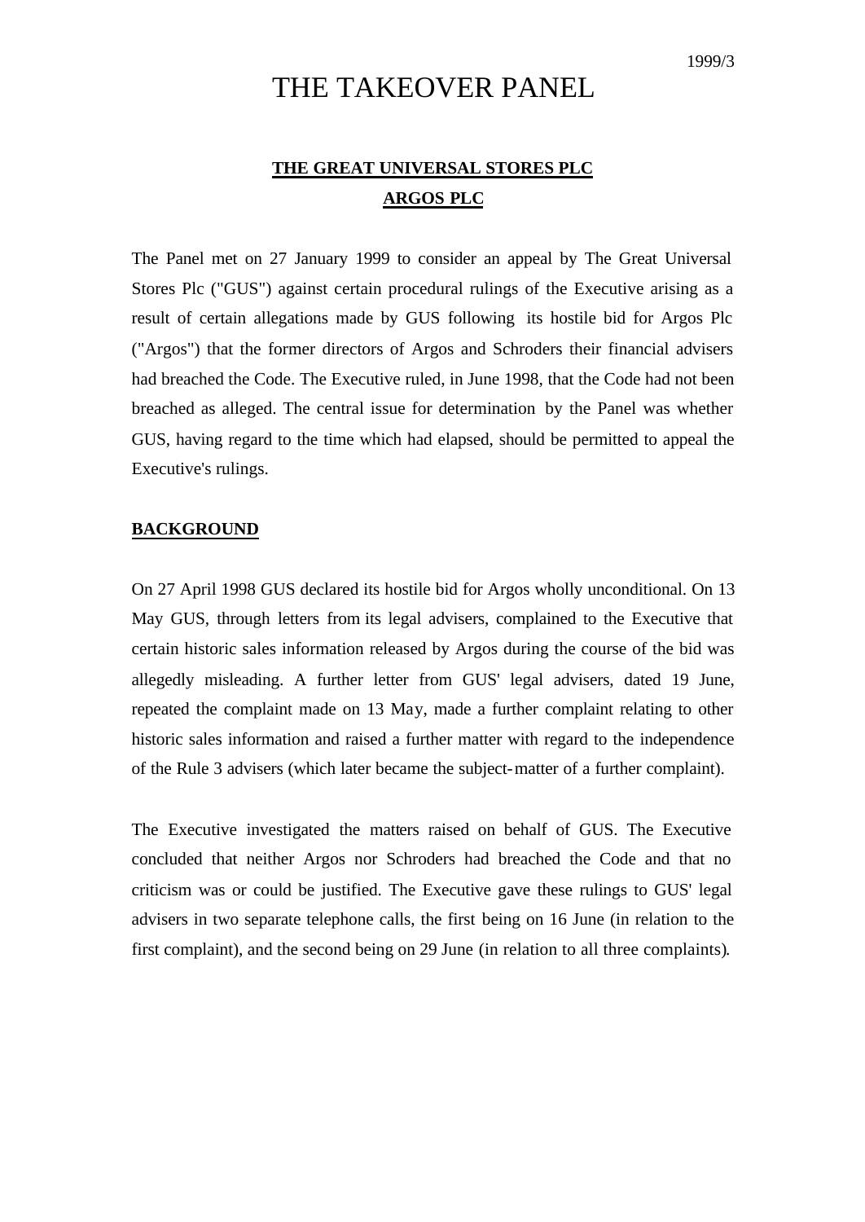1999/3

# THE TAKEOVER PANEL

## THE GREAT UNIVERSAL STORES PLC
## ARGOS PLC

The Panel met on 27 January 1999 to consider an appeal by The Great Universal Stores Plc ("GUS") against certain procedural rulings of the Executive arising as a result of certain allegations made by GUS following its hostile bid for Argos Plc ("Argos") that the former directors of Argos and Schroders their financial advisers had breached the Code. The Executive ruled, in June 1998, that the Code had not been breached as alleged. The central issue for determination by the Panel was whether GUS, having regard to the time which had elapsed, should be permitted to appeal the Executive's rulings.

### BACKGROUND

On 27 April 1998 GUS declared its hostile bid for Argos wholly unconditional. On 13 May GUS, through letters from its legal advisers, complained to the Executive that certain historic sales information released by Argos during the course of the bid was allegedly misleading. A further letter from GUS' legal advisers, dated 19 June, repeated the complaint made on 13 May, made a further complaint relating to other historic sales information and raised a further matter with regard to the independence of the Rule 3 advisers (which later became the subject-matter of a further complaint).

The Executive investigated the matters raised on behalf of GUS. The Executive concluded that neither Argos nor Schroders had breached the Code and that no criticism was or could be justified. The Executive gave these rulings to GUS' legal advisers in two separate telephone calls, the first being on 16 June (in relation to the first complaint), and the second being on 29 June (in relation to all three complaints).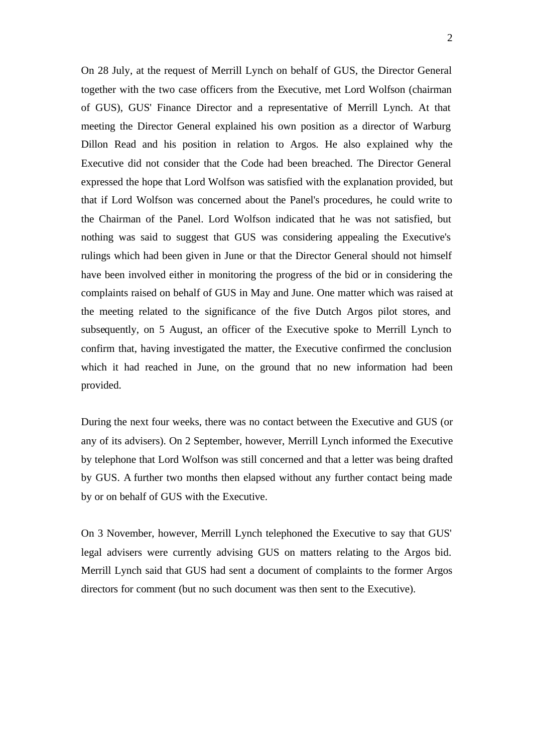On 28 July, at the request of Merrill Lynch on behalf of GUS, the Director General together with the two case officers from the Executive, met Lord Wolfson (chairman of GUS), GUS' Finance Director and a representative of Merrill Lynch. At that meeting the Director General explained his own position as a director of Warburg Dillon Read and his position in relation to Argos. He also explained why the Executive did not consider that the Code had been breached. The Director General expressed the hope that Lord Wolfson was satisfied with the explanation provided, but that if Lord Wolfson was concerned about the Panel's procedures, he could write to the Chairman of the Panel. Lord Wolfson indicated that he was not satisfied, but nothing was said to suggest that GUS was considering appealing the Executive's rulings which had been given in June or that the Director General should not himself have been involved either in monitoring the progress of the bid or in considering the complaints raised on behalf of GUS in May and June. One matter which was raised at the meeting related to the significance of the five Dutch Argos pilot stores, and subsequently, on 5 August, an officer of the Executive spoke to Merrill Lynch to confirm that, having investigated the matter, the Executive confirmed the conclusion which it had reached in June, on the ground that no new information had been provided.

During the next four weeks, there was no contact between the Executive and GUS (or any of its advisers). On 2 September, however, Merrill Lynch informed the Executive by telephone that Lord Wolfson was still concerned and that a letter was being drafted by GUS. A further two months then elapsed without any further contact being made by or on behalf of GUS with the Executive.

On 3 November, however, Merrill Lynch telephoned the Executive to say that GUS' legal advisers were currently advising GUS on matters relating to the Argos bid. Merrill Lynch said that GUS had sent a document of complaints to the former Argos directors for comment (but no such document was then sent to the Executive).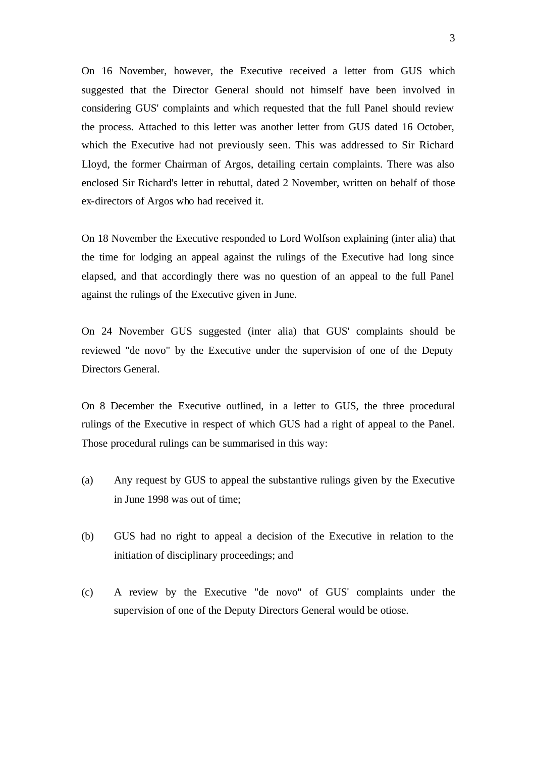On 16 November, however, the Executive received a letter from GUS which suggested that the Director General should not himself have been involved in considering GUS' complaints and which requested that the full Panel should review the process. Attached to this letter was another letter from GUS dated 16 October, which the Executive had not previously seen. This was addressed to Sir Richard Lloyd, the former Chairman of Argos, detailing certain complaints. There was also enclosed Sir Richard's letter in rebuttal, dated 2 November, written on behalf of those ex-directors of Argos who had received it.

On 18 November the Executive responded to Lord Wolfson explaining (inter alia) that the time for lodging an appeal against the rulings of the Executive had long since elapsed, and that accordingly there was no question of an appeal to the full Panel against the rulings of the Executive given in June.

On 24 November GUS suggested (inter alia) that GUS' complaints should be reviewed "de novo" by the Executive under the supervision of one of the Deputy Directors General.

On 8 December the Executive outlined, in a letter to GUS, the three procedural rulings of the Executive in respect of which GUS had a right of appeal to the Panel. Those procedural rulings can be summarised in this way:

(a) Any request by GUS to appeal the substantive rulings given by the Executive in June 1998 was out of time;

(b) GUS had no right to appeal a decision of the Executive in relation to the initiation of disciplinary proceedings; and

(c) A review by the Executive "de novo" of GUS' complaints under the supervision of one of the Deputy Directors General would be otiose.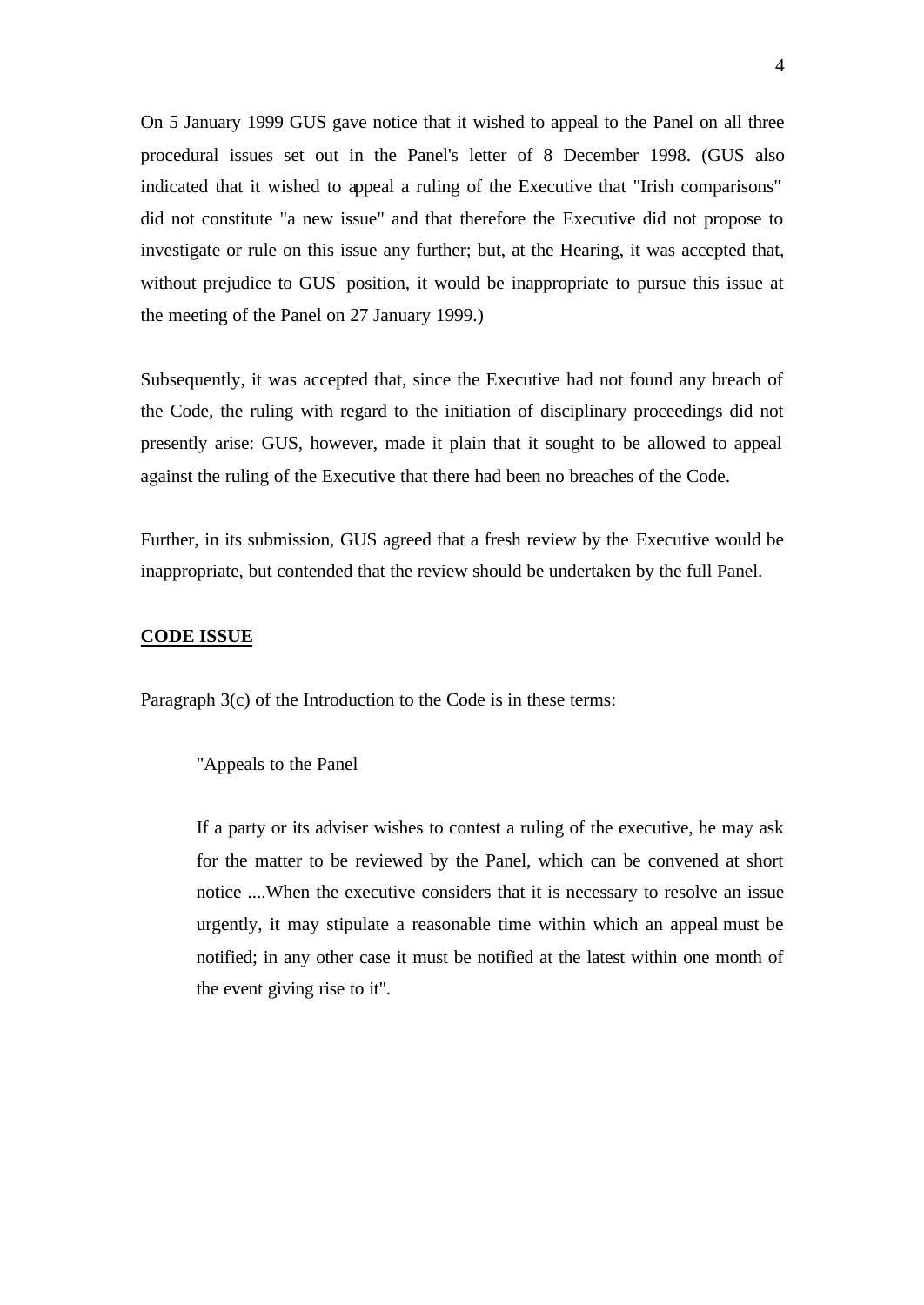On 5 January 1999 GUS gave notice that it wished to appeal to the Panel on all three procedural issues set out in the Panel's letter of 8 December 1998. (GUS also indicated that it wished to appeal a ruling of the Executive that "Irish comparisons" did not constitute "a new issue" and that therefore the Executive did not propose to investigate or rule on this issue any further; but, at the Hearing, it was accepted that, without prejudice to GUS' position, it would be inappropriate to pursue this issue at the meeting of the Panel on 27 January 1999.)

Subsequently, it was accepted that, since the Executive had not found any breach of the Code, the ruling with regard to the initiation of disciplinary proceedings did not presently arise: GUS, however, made it plain that it sought to be allowed to appeal against the ruling of the Executive that there had been no breaches of the Code.

Further, in its submission, GUS agreed that a fresh review by the Executive would be inappropriate, but contended that the review should be undertaken by the full Panel.

**CODE ISSUE**

Paragraph 3(c) of the Introduction to the Code is in these terms:

> "Appeals to the Panel
>
> If a party or its adviser wishes to contest a ruling of the executive, he may ask for the matter to be reviewed by the Panel, which can be convened at short notice ....When the executive considers that it is necessary to resolve an issue urgently, it may stipulate a reasonable time within which an appeal must be notified; in any other case it must be notified at the latest within one month of the event giving rise to it".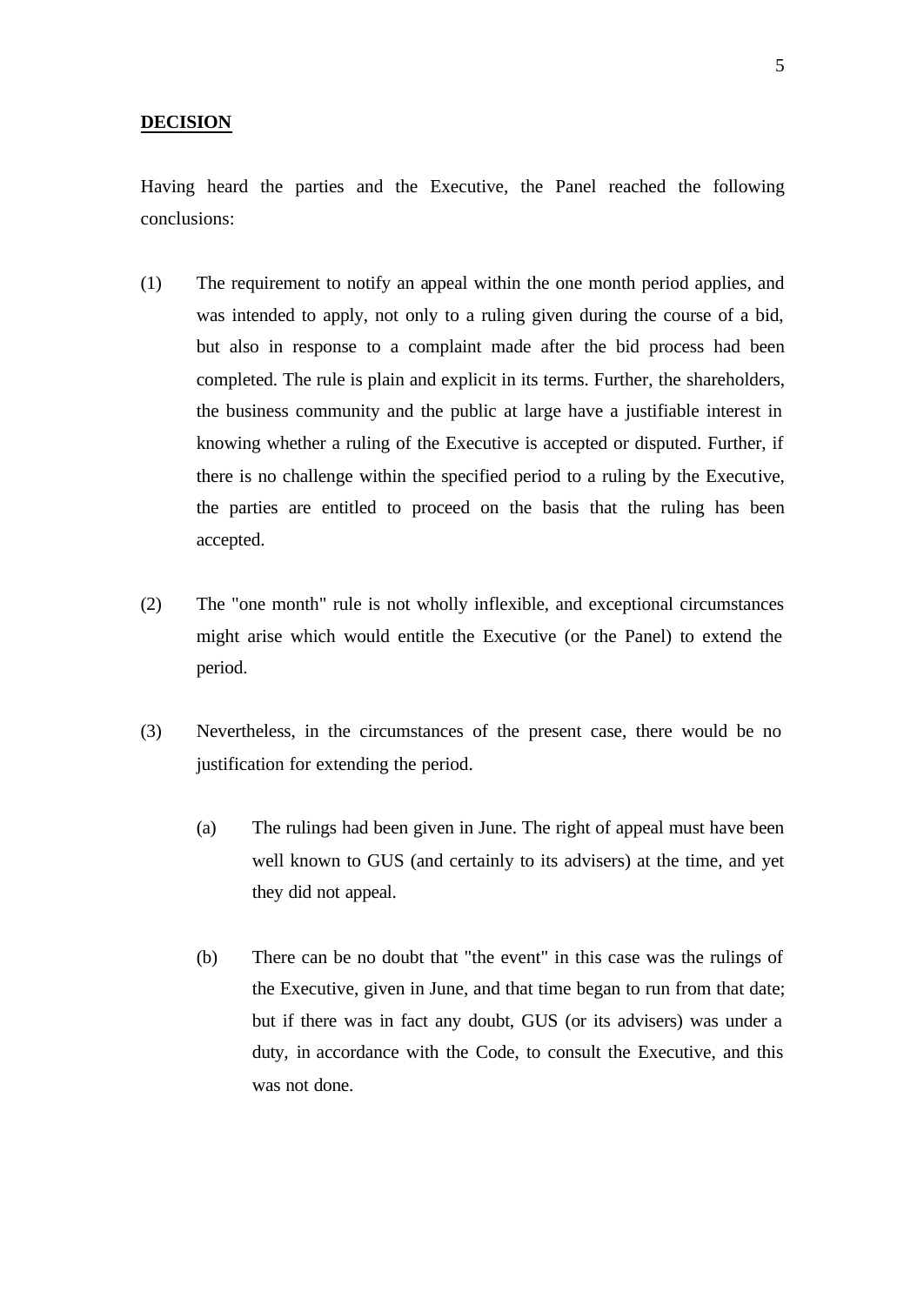**DECISION**

Having heard the parties and the Executive, the Panel reached the following conclusions:

(1) The requirement to notify an appeal within the one month period applies, and was intended to apply, not only to a ruling given during the course of a bid, but also in response to a complaint made after the bid process had been completed. The rule is plain and explicit in its terms. Further, the shareholders, the business community and the public at large have a justifiable interest in knowing whether a ruling of the Executive is accepted or disputed. Further, if there is no challenge within the specified period to a ruling by the Executive, the parties are entitled to proceed on the basis that the ruling has been accepted.

(2) The "one month" rule is not wholly inflexible, and exceptional circumstances might arise which would entitle the Executive (or the Panel) to extend the period.

(3) Nevertheless, in the circumstances of the present case, there would be no justification for extending the period.

   (a) The rulings had been given in June. The right of appeal must have been well known to GUS (and certainly to its advisers) at the time, and yet they did not appeal.

   (b) There can be no doubt that "the event" in this case was the rulings of the Executive, given in June, and that time began to run from that date; but if there was in fact any doubt, GUS (or its advisers) was under a duty, in accordance with the Code, to consult the Executive, and this was not done.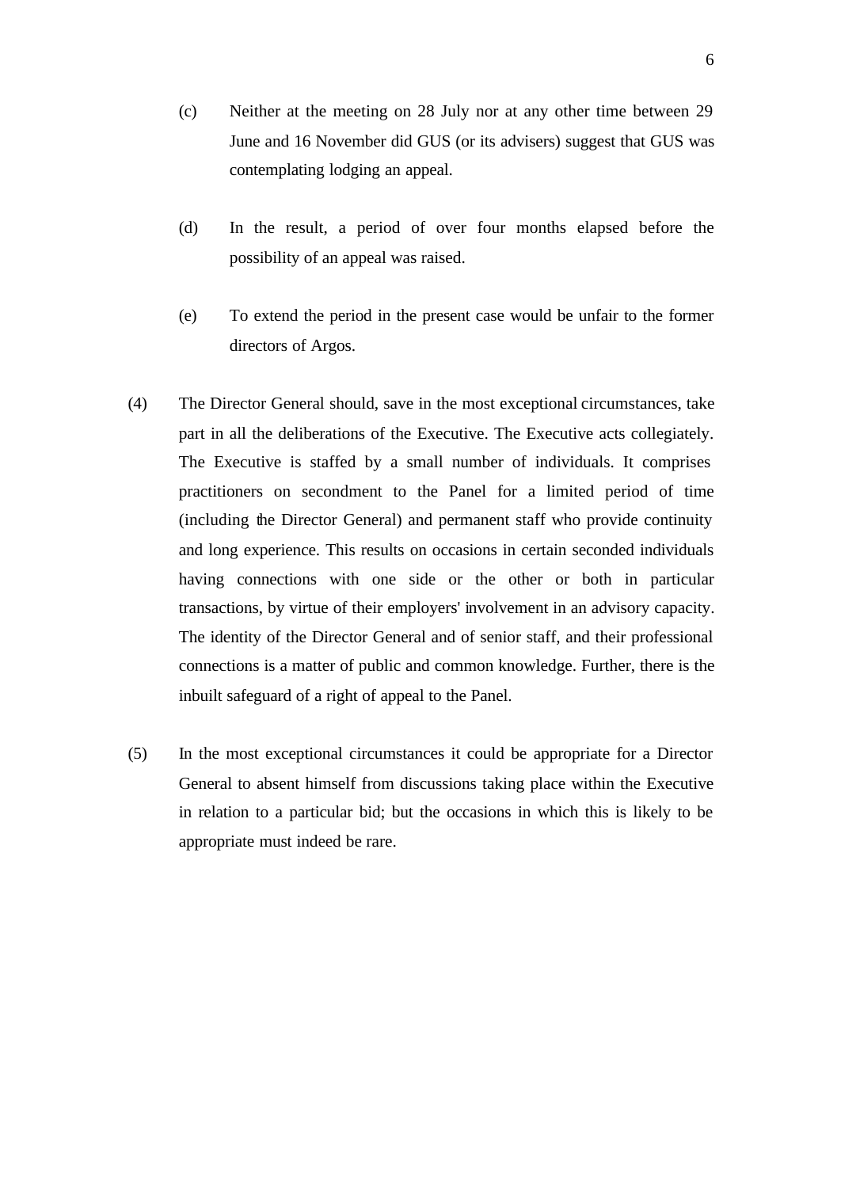(c) Neither at the meeting on 28 July nor at any other time between 29 June and 16 November did GUS (or its advisers) suggest that GUS was contemplating lodging an appeal.

(d) In the result, a period of over four months elapsed before the possibility of an appeal was raised.

(e) To extend the period in the present case would be unfair to the former directors of Argos.

(4) The Director General should, save in the most exceptional circumstances, take part in all the deliberations of the Executive. The Executive acts collegiately. The Executive is staffed by a small number of individuals. It comprises practitioners on secondment to the Panel for a limited period of time (including the Director General) and permanent staff who provide continuity and long experience. This results on occasions in certain seconded individuals having connections with one side or the other or both in particular transactions, by virtue of their employers' involvement in an advisory capacity. The identity of the Director General and of senior staff, and their professional connections is a matter of public and common knowledge. Further, there is the inbuilt safeguard of a right of appeal to the Panel.

(5) In the most exceptional circumstances it could be appropriate for a Director General to absent himself from discussions taking place within the Executive in relation to a particular bid; but the occasions in which this is likely to be appropriate must indeed be rare.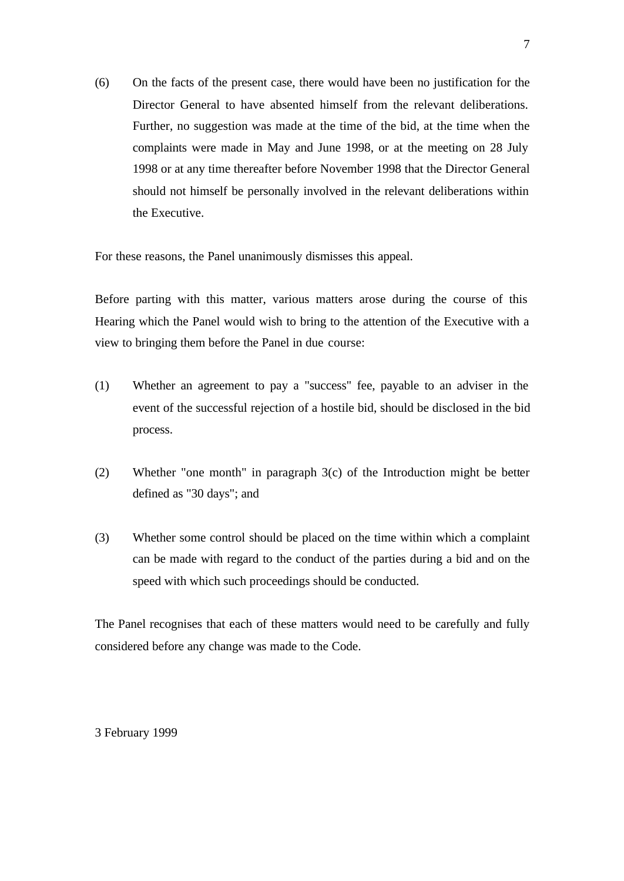(6) On the facts of the present case, there would have been no justification for the Director General to have absented himself from the relevant deliberations. Further, no suggestion was made at the time of the bid, at the time when the complaints were made in May and June 1998, or at the meeting on 28 July 1998 or at any time thereafter before November 1998 that the Director General should not himself be personally involved in the relevant deliberations within the Executive.

For these reasons, the Panel unanimously dismisses this appeal.

Before parting with this matter, various matters arose during the course of this Hearing which the Panel would wish to bring to the attention of the Executive with a view to bringing them before the Panel in due course:

(1) Whether an agreement to pay a "success" fee, payable to an adviser in the event of the successful rejection of a hostile bid, should be disclosed in the bid process.

(2) Whether "one month" in paragraph 3(c) of the Introduction might be better defined as "30 days"; and

(3) Whether some control should be placed on the time within which a complaint can be made with regard to the conduct of the parties during a bid and on the speed with which such proceedings should be conducted.

The Panel recognises that each of these matters would need to be carefully and fully considered before any change was made to the Code.

3 February 1999